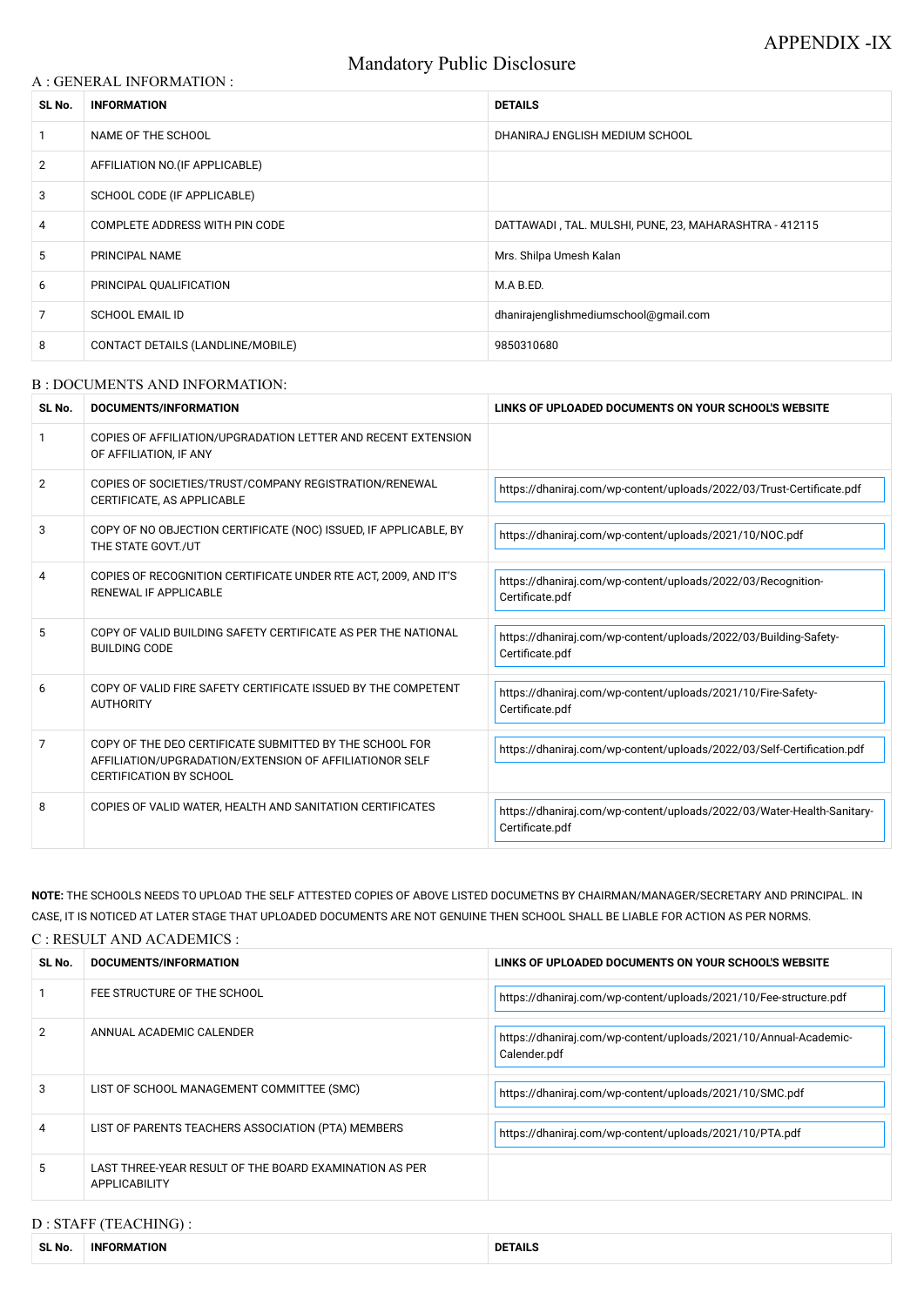APPENDIX -IX

# Mandatory Public Disclosure

## A : GENERAL INFORMATION :

| SL No. | INFORMATION | DETAILS |
|---|---|---|
| 1 | NAME OF THE SCHOOL | DHANIRAJ ENGLISH MEDIUM SCHOOL |
| 2 | AFFILIATION NO.(IF APPLICABLE) | |
| 3 | SCHOOL CODE (IF APPLICABLE) | |
| 4 | COMPLETE ADDRESS WITH PIN CODE | DATTAWADI , TAL. MULSHI, PUNE, 23, MAHARASHTRA - 412115 |
| 5 | PRINCIPAL NAME | Mrs. Shilpa Umesh Kalan |
| 6 | PRINCIPAL QUALIFICATION | M.A B.ED. |
| 7 | SCHOOL EMAIL ID | dhanirajenglishmediumschool@gmail.com |
| 8 | CONTACT DETAILS (LANDLINE/MOBILE) | 9850310680 |

## B : DOCUMENTS AND INFORMATION:

| SL No. | DOCUMENTS/INFORMATION | LINKS OF UPLOADED DOCUMENTS ON YOUR SCHOOL'S WEBSITE |
|---|---|---|
| 1 | COPIES OF AFFILIATION/UPGRADATION LETTER AND RECENT EXTENSION OF AFFILIATION, IF ANY | |
| 2 | COPIES OF SOCIETIES/TRUST/COMPANY REGISTRATION/RENEWAL CERTIFICATE, AS APPLICABLE | https://dhaniraj.com/wp-content/uploads/2022/03/Trust-Certificate.pdf |
| 3 | COPY OF NO OBJECTION CERTIFICATE (NOC) ISSUED, IF APPLICABLE, BY THE STATE GOVT./UT | https://dhaniraj.com/wp-content/uploads/2021/10/NOC.pdf |
| 4 | COPIES OF RECOGNITION CERTIFICATE UNDER RTE ACT, 2009, AND IT'S RENEWAL IF APPLICABLE | https://dhaniraj.com/wp-content/uploads/2022/03/Recognition-Certificate.pdf |
| 5 | COPY OF VALID BUILDING SAFETY CERTIFICATE AS PER THE NATIONAL BUILDING CODE | https://dhaniraj.com/wp-content/uploads/2022/03/Building-Safety-Certificate.pdf |
| 6 | COPY OF VALID FIRE SAFETY CERTIFICATE ISSUED BY THE COMPETENT AUTHORITY | https://dhaniraj.com/wp-content/uploads/2021/10/Fire-Safety-Certificate.pdf |
| 7 | COPY OF THE DEO CERTIFICATE SUBMITTED BY THE SCHOOL FOR AFFILIATION/UPGRADATION/EXTENSION OF AFFILIATIONOR SELF CERTIFICATION BY SCHOOL | https://dhaniraj.com/wp-content/uploads/2022/03/Self-Certification.pdf |
| 8 | COPIES OF VALID WATER, HEALTH AND SANITATION CERTIFICATES | https://dhaniraj.com/wp-content/uploads/2022/03/Water-Health-Sanitary-Certificate.pdf |

**NOTE:** THE SCHOOLS NEEDS TO UPLOAD THE SELF ATTESTED COPIES OF ABOVE LISTED DOCUMETNS BY CHAIRMAN/MANAGER/SECRETARY AND PRINCIPAL. IN CASE, IT IS NOTICED AT LATER STAGE THAT UPLOADED DOCUMENTS ARE NOT GENUINE THEN SCHOOL SHALL BE LIABLE FOR ACTION AS PER NORMS.

## C : RESULT AND ACADEMICS :

| SL No. | DOCUMENTS/INFORMATION | LINKS OF UPLOADED DOCUMENTS ON YOUR SCHOOL'S WEBSITE |
|---|---|---|
| 1 | FEE STRUCTURE OF THE SCHOOL | https://dhaniraj.com/wp-content/uploads/2021/10/Fee-structure.pdf |
| 2 | ANNUAL ACADEMIC CALENDER | https://dhaniraj.com/wp-content/uploads/2021/10/Annual-Academic-Calender.pdf |
| 3 | LIST OF SCHOOL MANAGEMENT COMMITTEE (SMC) | https://dhaniraj.com/wp-content/uploads/2021/10/SMC.pdf |
| 4 | LIST OF PARENTS TEACHERS ASSOCIATION (PTA) MEMBERS | https://dhaniraj.com/wp-content/uploads/2021/10/PTA.pdf |
| 5 | LAST THREE-YEAR RESULT OF THE BOARD EXAMINATION AS PER APPLICABILITY | |

## D : STAFF (TEACHING) :

| SL No. | INFORMATION | DETAILS |
|---|---|---|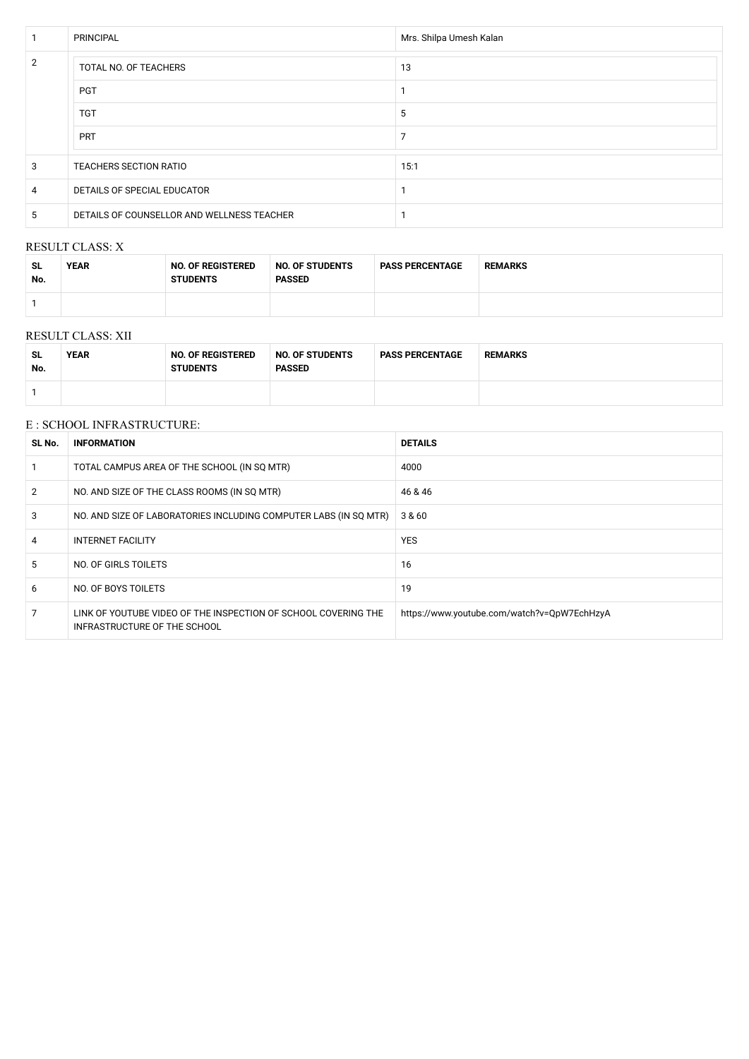| | | |
|---|---|---|
| 1 | PRINCIPAL | Mrs. Shilpa Umesh Kalan |
| 2 | TOTAL NO. OF TEACHERS | 13 |
| | PGT | 1 |
| | TGT | 5 |
| | PRT | 7 |
| 3 | TEACHERS SECTION RATIO | 15:1 |
| 4 | DETAILS OF SPECIAL EDUCATOR | 1 |
| 5 | DETAILS OF COUNSELLOR AND WELLNESS TEACHER | 1 |

RESULT CLASS: X

| SL No. | YEAR | NO. OF REGISTERED STUDENTS | NO. OF STUDENTS PASSED | PASS PERCENTAGE | REMARKS |
|---|---|---|---|---|---|
| 1 | | | | | |

RESULT CLASS: XII

| SL No. | YEAR | NO. OF REGISTERED STUDENTS | NO. OF STUDENTS PASSED | PASS PERCENTAGE | REMARKS |
|---|---|---|---|---|---|
| 1 | | | | | |

E : SCHOOL INFRASTRUCTURE:

| SL No. | INFORMATION | DETAILS |
|---|---|---|
| 1 | TOTAL CAMPUS AREA OF THE SCHOOL (IN SQ MTR) | 4000 |
| 2 | NO. AND SIZE OF THE CLASS ROOMS (IN SQ MTR) | 46 & 46 |
| 3 | NO. AND SIZE OF LABORATORIES INCLUDING COMPUTER LABS (IN SQ MTR) | 3 & 60 |
| 4 | INTERNET FACILITY | YES |
| 5 | NO. OF GIRLS TOILETS | 16 |
| 6 | NO. OF BOYS TOILETS | 19 |
| 7 | LINK OF YOUTUBE VIDEO OF THE INSPECTION OF SCHOOL COVERING THE INFRASTRUCTURE OF THE SCHOOL | https://www.youtube.com/watch?v=QpW7EchHzyA |